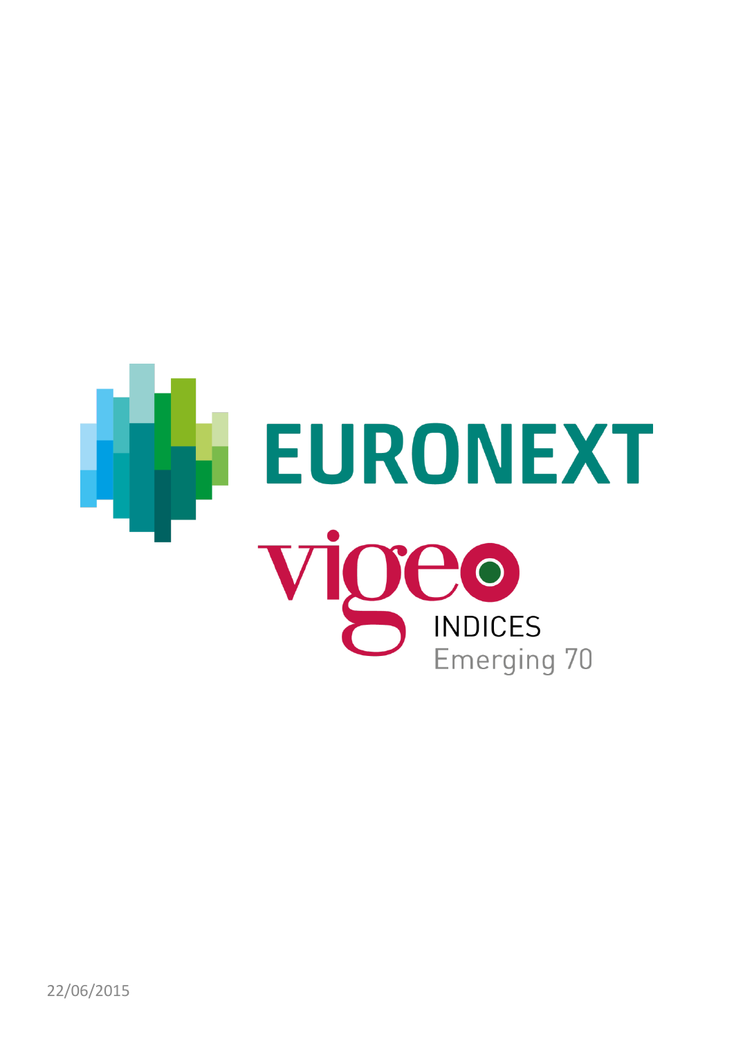EURONEXT

vigeo

INDICES

Emerging 70

22/06/2015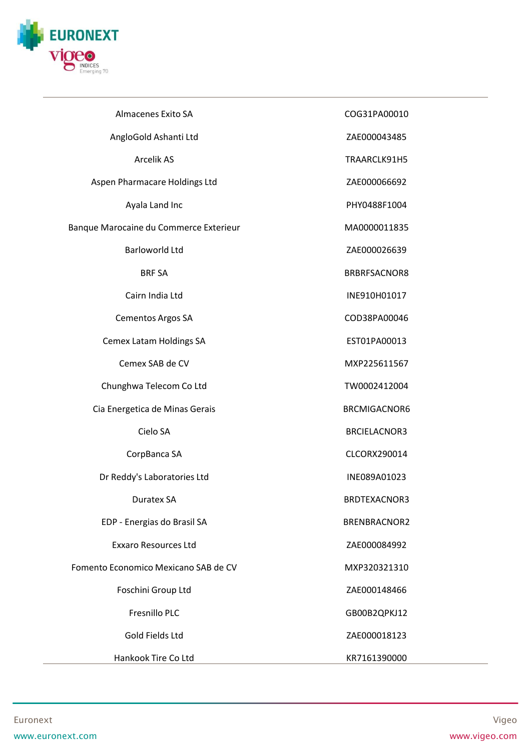| | |
|---|---|
| Almacenes Exito SA | COG31PA00010 |
| AngloGold Ashanti Ltd | ZAE000043485 |
| Arcelik AS | TRAARCLK91H5 |
| Aspen Pharmacare Holdings Ltd | ZAE000066692 |
| Ayala Land Inc | PHY0488F1004 |
| Banque Marocaine du Commerce Exterieur | MA0000011835 |
| Barloworld Ltd | ZAE000026639 |
| BRF SA | BRBRFSACNOR8 |
| Cairn India Ltd | INE910H01017 |
| Cementos Argos SA | COD38PA00046 |
| Cemex Latam Holdings SA | EST01PA00013 |
| Cemex SAB de CV | MXP225611567 |
| Chunghwa Telecom Co Ltd | TW0002412004 |
| Cia Energetica de Minas Gerais | BRCMIGACNOR6 |
| Cielo SA | BRCIELACNOR3 |
| CorpBanca SA | CLCORX290014 |
| Dr Reddy's Laboratories Ltd | INE089A01023 |
| Duratex SA | BRDTEXACNOR3 |
| EDP - Energias do Brasil SA | BRENBRACNOR2 |
| Exxaro Resources Ltd | ZAE000084992 |
| Fomento Economico Mexicano SAB de CV | MXP320321310 |
| Foschini Group Ltd | ZAE000148466 |
| Fresnillo PLC | GB00B2QPKJ12 |
| Gold Fields Ltd | ZAE000018123 |
| Hankook Tire Co Ltd | KR7161390000 |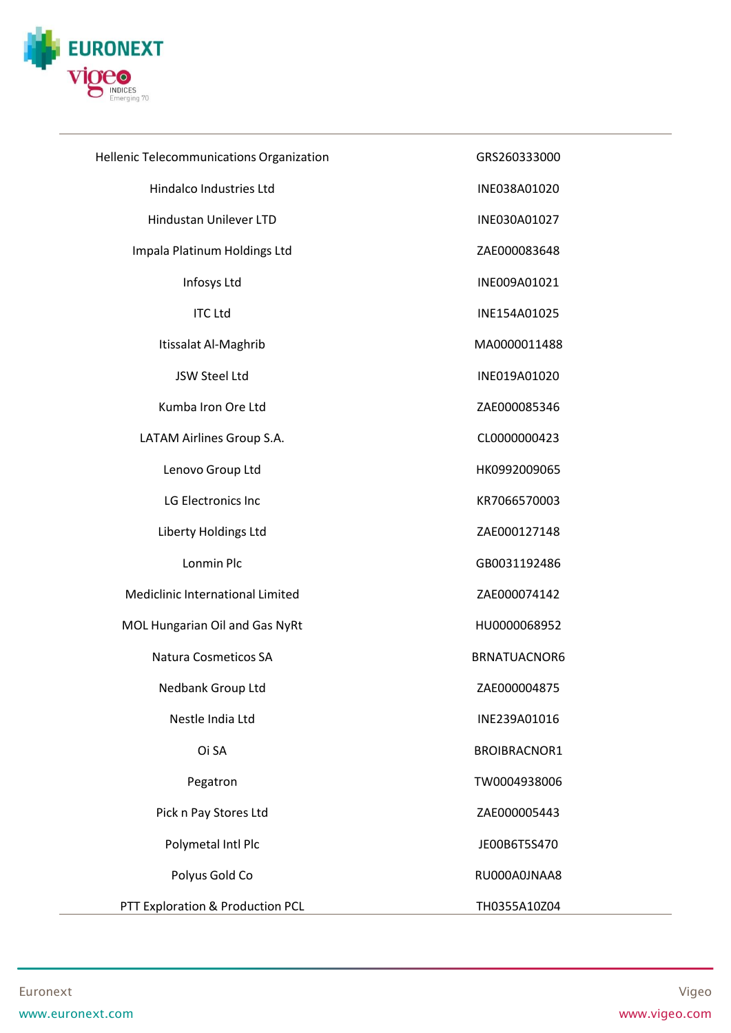| | |
|---|---|
| Hellenic Telecommunications Organization | GRS260333000 |
| Hindalco Industries Ltd | INE038A01020 |
| Hindustan Unilever LTD | INE030A01027 |
| Impala Platinum Holdings Ltd | ZAE000083648 |
| Infosys Ltd | INE009A01021 |
| ITC Ltd | INE154A01025 |
| Itissalat Al-Maghrib | MA0000011488 |
| JSW Steel Ltd | INE019A01020 |
| Kumba Iron Ore Ltd | ZAE000085346 |
| LATAM Airlines Group S.A. | CL0000000423 |
| Lenovo Group Ltd | HK0992009065 |
| LG Electronics Inc | KR7066570003 |
| Liberty Holdings Ltd | ZAE000127148 |
| Lonmin Plc | GB0031192486 |
| Mediclinic International Limited | ZAE000074142 |
| MOL Hungarian Oil and Gas NyRt | HU0000068952 |
| Natura Cosmeticos SA | BRNATUACNOR6 |
| Nedbank Group Ltd | ZAE000004875 |
| Nestle India Ltd | INE239A01016 |
| Oi SA | BROIBRACNOR1 |
| Pegatron | TW0004938006 |
| Pick n Pay Stores Ltd | ZAE000005443 |
| Polymetal Intl Plc | JE00B6T5S470 |
| Polyus Gold Co | RU000A0JNAA8 |
| PTT Exploration & Production PCL | TH0355A10Z04 |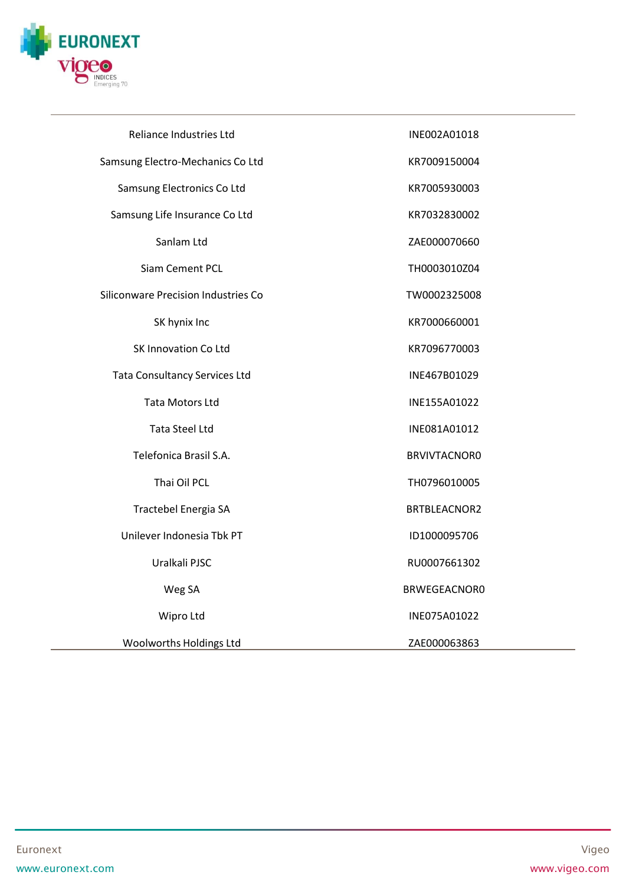| | |
|---|---|
| Reliance Industries Ltd | INE002A01018 |
| Samsung Electro-Mechanics Co Ltd | KR7009150004 |
| Samsung Electronics Co Ltd | KR7005930003 |
| Samsung Life Insurance Co Ltd | KR7032830002 |
| Sanlam Ltd | ZAE000070660 |
| Siam Cement PCL | TH0003010Z04 |
| Siliconware Precision Industries Co | TW0002325008 |
| SK hynix Inc | KR7000660001 |
| SK Innovation Co Ltd | KR7096770003 |
| Tata Consultancy Services Ltd | INE467B01029 |
| Tata Motors Ltd | INE155A01022 |
| Tata Steel Ltd | INE081A01012 |
| Telefonica Brasil S.A. | BRVIVTACNOR0 |
| Thai Oil PCL | TH0796010005 |
| Tractebel Energia SA | BRTBLEACNOR2 |
| Unilever Indonesia Tbk PT | ID1000095706 |
| Uralkali PJSC | RU0007661302 |
| Weg SA | BRWEGEACNOR0 |
| Wipro Ltd | INE075A01022 |
| Woolworths Holdings Ltd | ZAE000063863 |